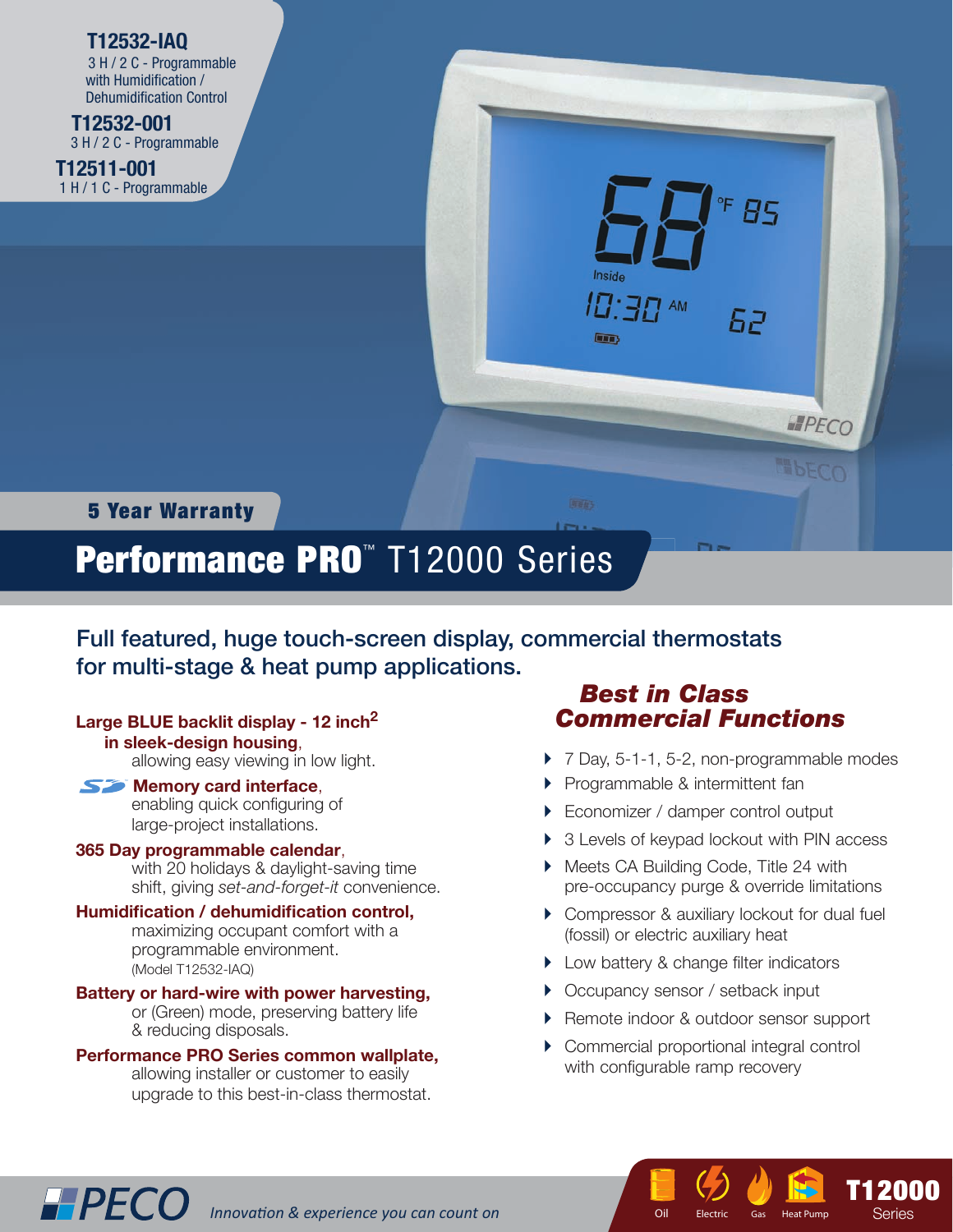**T12532-IAQ**
3 H / 2 C - Programmable with Humidification / Dehumidification Control

**T12532-001**
3 H / 2 C - Programmable

**T12511-001**
1 H / 1 C - Programmable

**5 Year Warranty**

# Performance PRO™ T12000 Series

## Full featured, huge touch-screen display, commercial thermostats for multi-stage & heat pump applications.

**Large BLUE backlit display - 12 inch$^2$ in sleek-design housing**, allowing easy viewing in low light.

**Memory card interface**, enabling quick configuring of large-project installations.

**365 Day programmable calendar**, with 20 holidays & daylight-saving time shift, giving *set-and-forget-it* convenience.

**Humidification / dehumidification control,** maximizing occupant comfort with a programmable environment. (Model T12532-IAQ)

**Battery or hard-wire with power harvesting,** or (Green) mode, preserving battery life & reducing disposals.

**Performance PRO Series common wallplate,** allowing installer or customer to easily upgrade to this best-in-class thermostat.

### *Best in Class Commercial Functions*

- 7 Day, 5-1-1, 5-2, non-programmable modes
- Programmable & intermittent fan
- Economizer / damper control output
- 3 Levels of keypad lockout with PIN access
- Meets CA Building Code, Title 24 with pre-occupancy purge & override limitations
- Compressor & auxiliary lockout for dual fuel (fossil) or electric auxiliary heat
- Low battery & change filter indicators
- Occupancy sensor / setback input
- Remote indoor & outdoor sensor support
- Commercial proportional integral control with configurable ramp recovery

PECO *Innovation & experience you can count on*

Oil | Electric | Gas | Heat Pump

**T12000** Series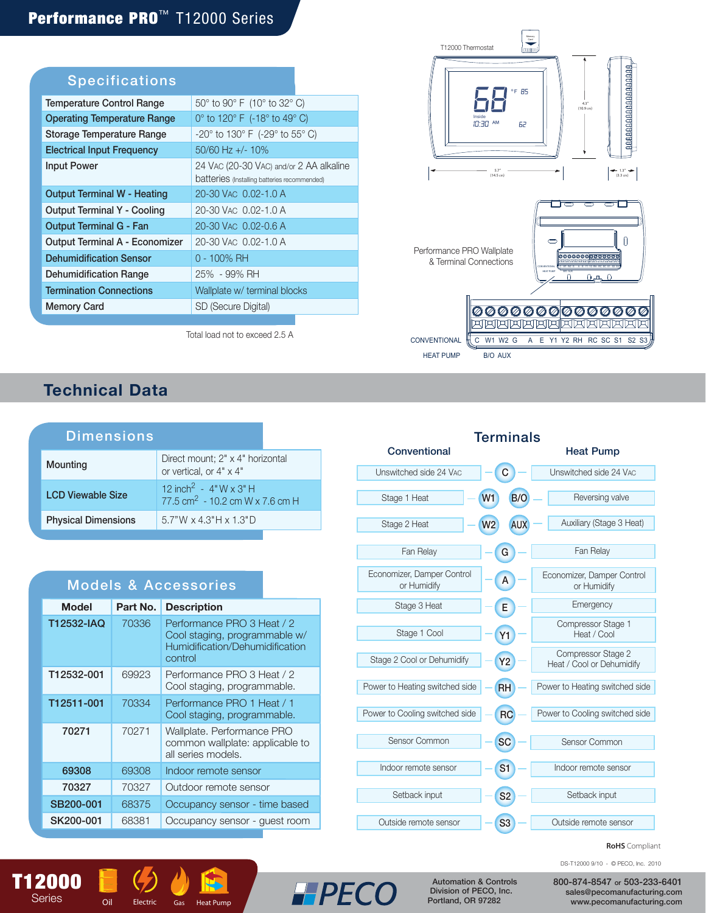# Performance PRO™ T12000 Series

## Specifications

| | |
|---|---|
| Temperature Control Range | 50° to 90° F (10° to 32° C) |
| Operating Temperature Range | 0° to 120° F (-18° to 49° C) |
| Storage Temperature Range | -20° to 130° F (-29° to 55° C) |
| Electrical Input Frequency | 50/60 Hz +/- 10% |
| Input Power | 24 VAC (20-30 VAC) and/or 2 AA alkaline batteries (Installing batteries recommended) |
| Output Terminal W - Heating | 20-30 VAC 0.02-1.0 A |
| Output Terminal Y - Cooling | 20-30 VAC 0.02-1.0 A |
| Output Terminal G - Fan | 20-30 VAC 0.02-0.6 A |
| Output Terminal A - Economizer | 20-30 VAC 0.02-1.0 A |
| Dehumidification Sensor | 0 - 100% RH |
| Dehumidification Range | 25% - 99% RH |
| Termination Connections | Wallplate w/ terminal blocks |
| Memory Card | SD (Secure Digital) |

Total load not to exceed 2.5 A

T12000 Thermostat

Memory Card

68 °F 85
Inside
10:30 AM 62

4.3" (10.9 cm)
5.7" (14.5 cm)
1.3" (3.3 cm)

Performance PRO Wallplate & Terminal Connections

CONVENTIONAL: C W1 W2 G A E Y1 Y2 RH RC SC S1 S2 S3
HEAT PUMP: B/O AUX

# Technical Data

## Dimensions

| | |
|---|---|
| Mounting | Direct mount; 2" x 4" horizontal or vertical, or 4" x 4" |
| LCD Viewable Size | 12 inch$^2$ - 4" W x 3" H<br>77.5 cm$^2$ - 10.2 cm W x 7.6 cm H |
| Physical Dimensions | 5.7"W x 4.3"H x 1.3"D |

## Models & Accessories

| Model | Part No. | Description |
|---|---|---|
| T12532-IAQ | 70336 | Performance PRO 3 Heat / 2 Cool staging, programmable w/ Humidification/Dehumidification control |
| T12532-001 | 69923 | Performance PRO 3 Heat / 2 Cool staging, programmable. |
| T12511-001 | 70334 | Performance PRO 1 Heat / 1 Cool staging, programmable. |
| 70271 | 70271 | Wallplate. Performance PRO common wallplate: applicable to all series models. |
| 69308 | 69308 | Indoor remote sensor |
| 70327 | 70327 | Outdoor remote sensor |
| SB200-001 | 68375 | Occupancy sensor - time based |
| SK200-001 | 68381 | Occupancy sensor - guest room |

## Terminals

| Conventional | Terminal | Heat Pump |
|---|---|---|
| Unswitched side 24 VAC | C | Unswitched side 24 VAC |
| Stage 1 Heat | W1 / B/O | Reversing valve |
| Stage 2 Heat | W2 / AUX | Auxiliary (Stage 3 Heat) |
| Fan Relay | G | Fan Relay |
| Economizer, Damper Control or Humidify | A | Economizer, Damper Control or Humidify |
| Stage 3 Heat | E | Emergency |
| Stage 1 Cool | Y1 | Compressor Stage 1 Heat / Cool |
| Stage 2 Cool or Dehumidify | Y2 | Compressor Stage 2 Heat / Cool or Dehumidify |
| Power to Heating switched side | RH | Power to Heating switched side |
| Power to Cooling switched side | RC | Power to Cooling switched side |
| Sensor Common | SC | Sensor Common |
| Indoor remote sensor | S1 | Indoor remote sensor |
| Setback input | S2 | Setback input |
| Outside remote sensor | S3 | Outside remote sensor |

RoHS Compliant

DS-T12000 9/10 - © PECO, Inc. 2010

**T12000** Series — Oil, Electric, Gas, Heat Pump

PECO

Automation & Controls Division of PECO, Inc.
Portland, OR 97282

800-874-8547 or 503-233-6401
sales@pecomanufacturing.com
www.pecomanufacturing.com